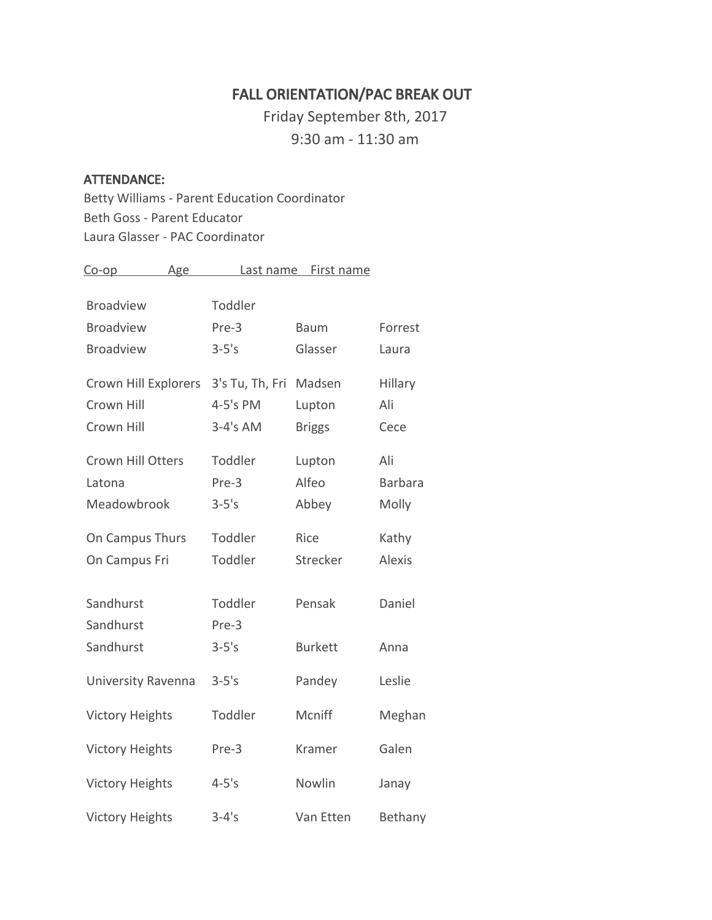# FALL ORIENTATION/PAC BREAK OUT

Friday September 8th, 2017

9:30 am - 11:30 am

**ATTENDANCE:**

Betty Williams - Parent Education Coordinator
Beth Goss - Parent Educator
Laura Glasser - PAC Coordinator

| Co-op | Age | Last name | First name |
|---|---|---|---|
| Broadview | Toddler | | |
| Broadview | Pre-3 | Baum | Forrest |
| Broadview | 3-5's | Glasser | Laura |
| Crown Hill Explorers | 3's Tu, Th, Fri | Madsen | Hillary |
| Crown Hill | 4-5's PM | Lupton | Ali |
| Crown Hill | 3-4's AM | Briggs | Cece |
| Crown Hill Otters | Toddler | Lupton | Ali |
| Latona | Pre-3 | Alfeo | Barbara |
| Meadowbrook | 3-5's | Abbey | Molly |
| On Campus Thurs | Toddler | Rice | Kathy |
| On Campus Fri | Toddler | Strecker | Alexis |
| Sandhurst | Toddler | Pensak | Daniel |
| Sandhurst | Pre-3 | | |
| Sandhurst | 3-5's | Burkett | Anna |
| University Ravenna | 3-5's | Pandey | Leslie |
| Victory Heights | Toddler | Mcniff | Meghan |
| Victory Heights | Pre-3 | Kramer | Galen |
| Victory Heights | 4-5's | Nowlin | Janay |
| Victory Heights | 3-4's | Van Etten | Bethany |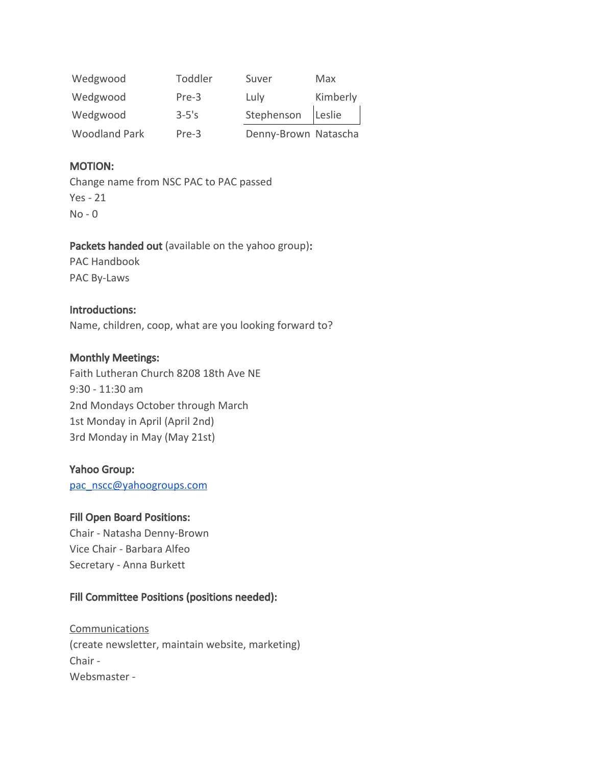| | | | |
|---|---|---|---|
| Wedgwood | Toddler | Suver | Max |
| Wedgwood | Pre-3 | Luly | Kimberly |
| Wedgwood | 3-5's | Stephenson | Leslie |
| Woodland Park | Pre-3 | Denny-Brown | Natascha |

**MOTION:**
Change name from NSC PAC to PAC passed
Yes - 21
No - 0

**Packets handed out** (available on the yahoo group)**:**
PAC Handbook
PAC By-Laws

**Introductions:**
Name, children, coop, what are you looking forward to?

**Monthly Meetings:**
Faith Lutheran Church 8208 18th Ave NE
9:30 - 11:30 am
2nd Mondays October through March
1st Monday in April (April 2nd)
3rd Monday in May (May 21st)

**Yahoo Group:**
pac_nscc@yahoogroups.com

**Fill Open Board Positions:**
Chair - Natasha Denny-Brown
Vice Chair - Barbara Alfeo
Secretary - Anna Burkett

**Fill Committee Positions (positions needed):**

Communications
(create newsletter, maintain website, marketing)
Chair -
Websmaster -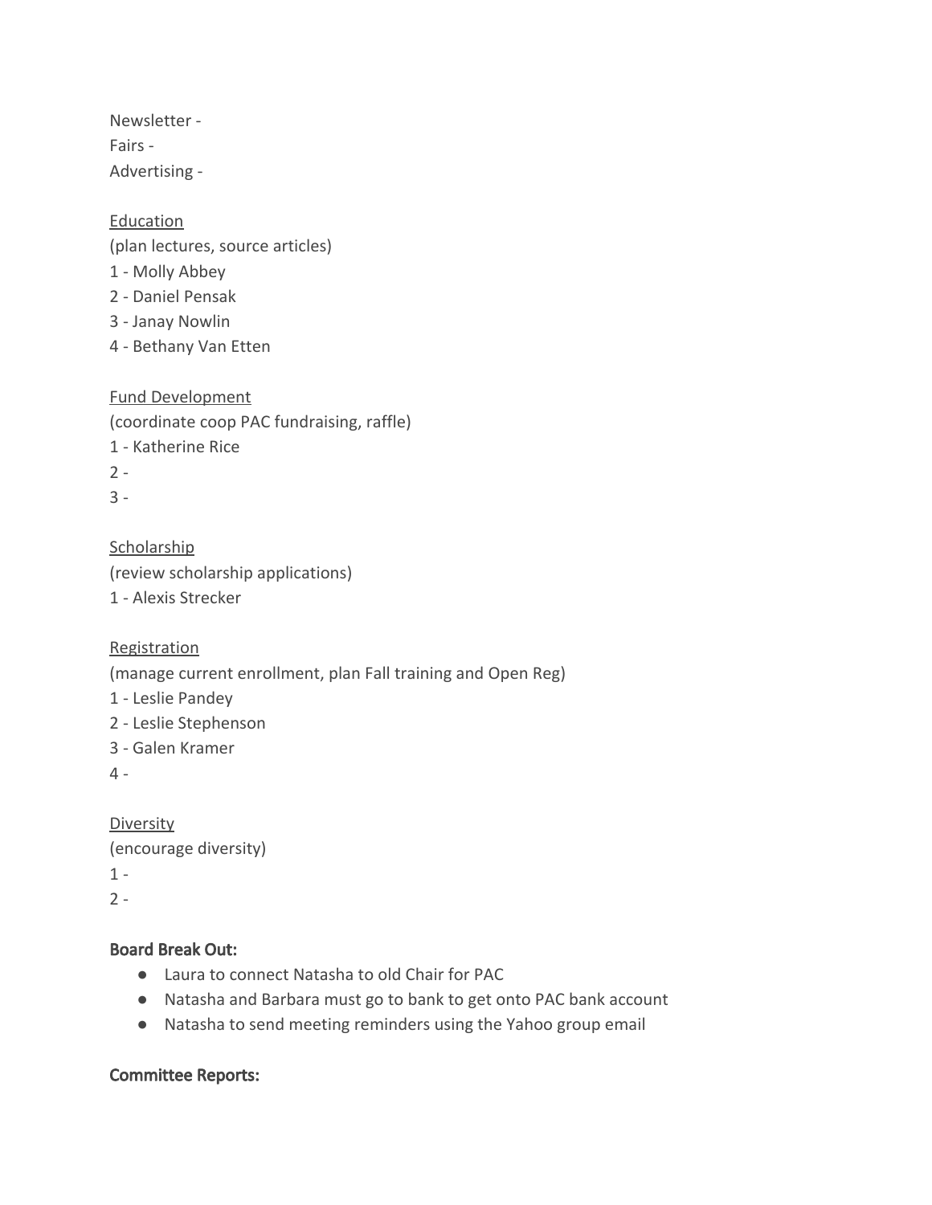Newsletter -
Fairs -
Advertising -

<u>Education</u>
(plan lectures, source articles)
1 - Molly Abbey
2 - Daniel Pensak
3 - Janay Nowlin
4 - Bethany Van Etten

<u>Fund Development</u>
(coordinate coop PAC fundraising, raffle)
1 - Katherine Rice
2 -
3 -

<u>Scholarship</u>
(review scholarship applications)
1 - Alexis Strecker

<u>Registration</u>
(manage current enrollment, plan Fall training and Open Reg)
1 - Leslie Pandey
2 - Leslie Stephenson
3 - Galen Kramer
4 -

<u>Diversity</u>
(encourage diversity)
1 -
2 -

**Board Break Out:**

- Laura to connect Natasha to old Chair for PAC
- Natasha and Barbara must go to bank to get onto PAC bank account
- Natasha to send meeting reminders using the Yahoo group email

**Committee Reports:**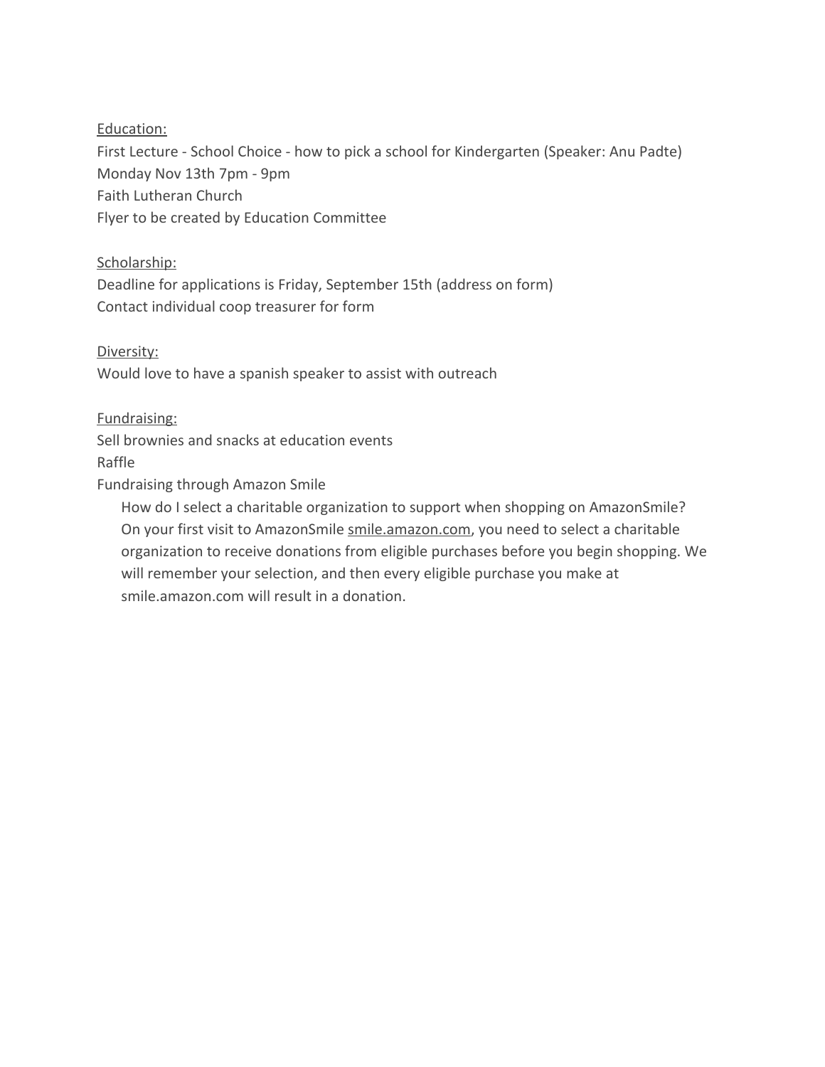Education:

First Lecture - School Choice - how to pick a school for Kindergarten (Speaker: Anu Padte)
Monday Nov 13th 7pm - 9pm
Faith Lutheran Church
Flyer to be created by Education Committee

Scholarship:

Deadline for applications is Friday, September 15th (address on form)
Contact individual coop treasurer for form

Diversity:

Would love to have a spanish speaker to assist with outreach

Fundraising:

Sell brownies and snacks at education events
Raffle
Fundraising through Amazon Smile

> How do I select a charitable organization to support when shopping on AmazonSmile? On your first visit to AmazonSmile smile.amazon.com, you need to select a charitable organization to receive donations from eligible purchases before you begin shopping. We will remember your selection, and then every eligible purchase you make at smile.amazon.com will result in a donation.